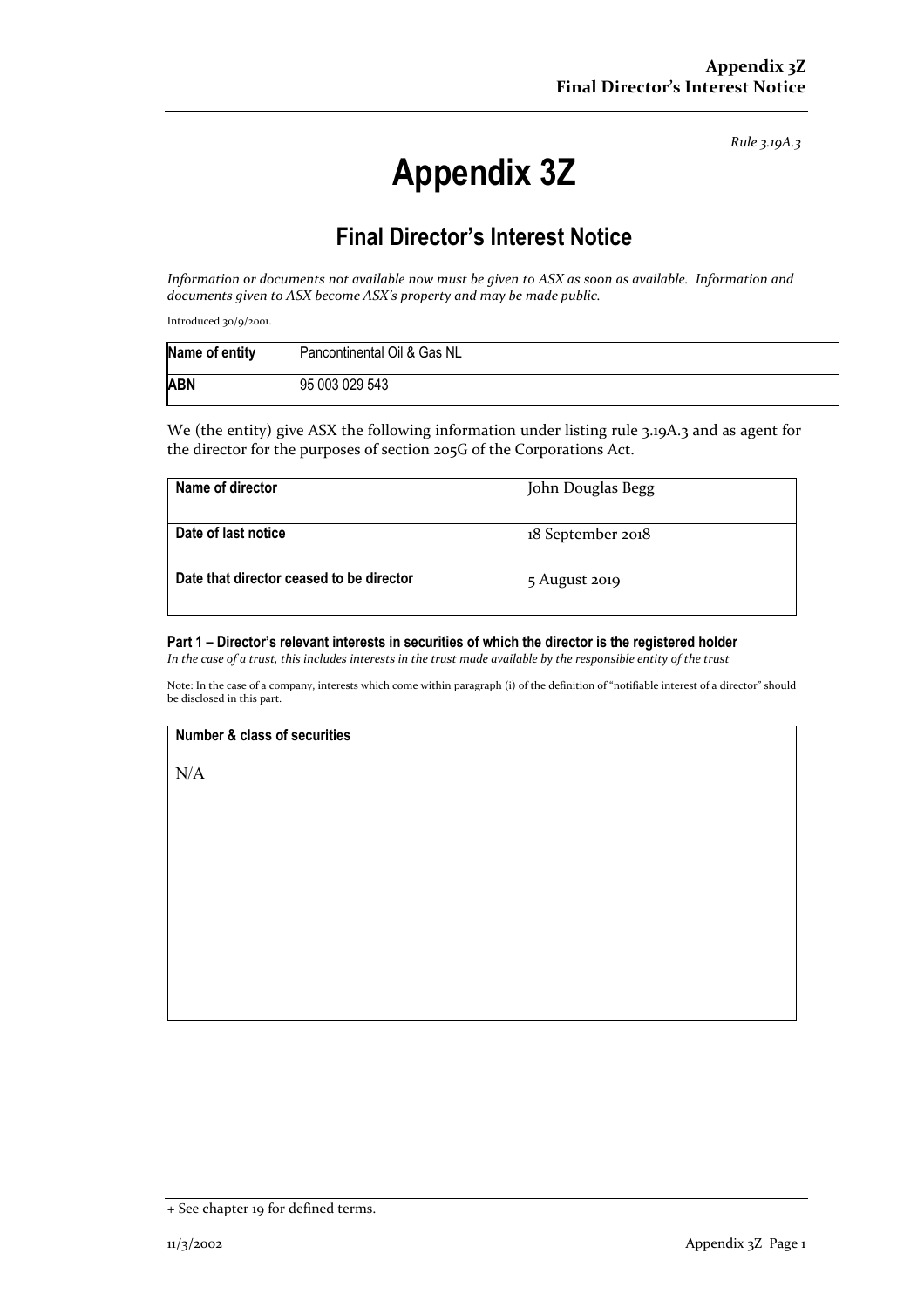Rule 3.19A.3

# Appendix 3Z

## Final Director's Interest Notice

*Information or documents not available now must be given to ASX as soon as available. Information and documents given to ASX become ASX's property and may be made public.*

Introduced 30/9/2001.

| Name of entity | Pancontinental Oil & Gas NL |
|---|---|
| ABN | 95 003 029 543 |

We (the entity) give ASX the following information under listing rule 3.19A.3 and as agent for the director for the purposes of section 205G of the Corporations Act.

| Name of director | John Douglas Begg |
|---|---|
| Date of last notice | 18 September 2018 |
| Date that director ceased to be director | 5 August 2019 |

### Part 1 – Director's relevant interests in securities of which the director is the registered holder

*In the case of a trust, this includes interests in the trust made available by the responsible entity of the trust*

Note: In the case of a company, interests which come within paragraph (i) of the definition of "notifiable interest of a director" should be disclosed in this part.

| Number & class of securities |
|---|
| N/A |

+ See chapter 19 for defined terms.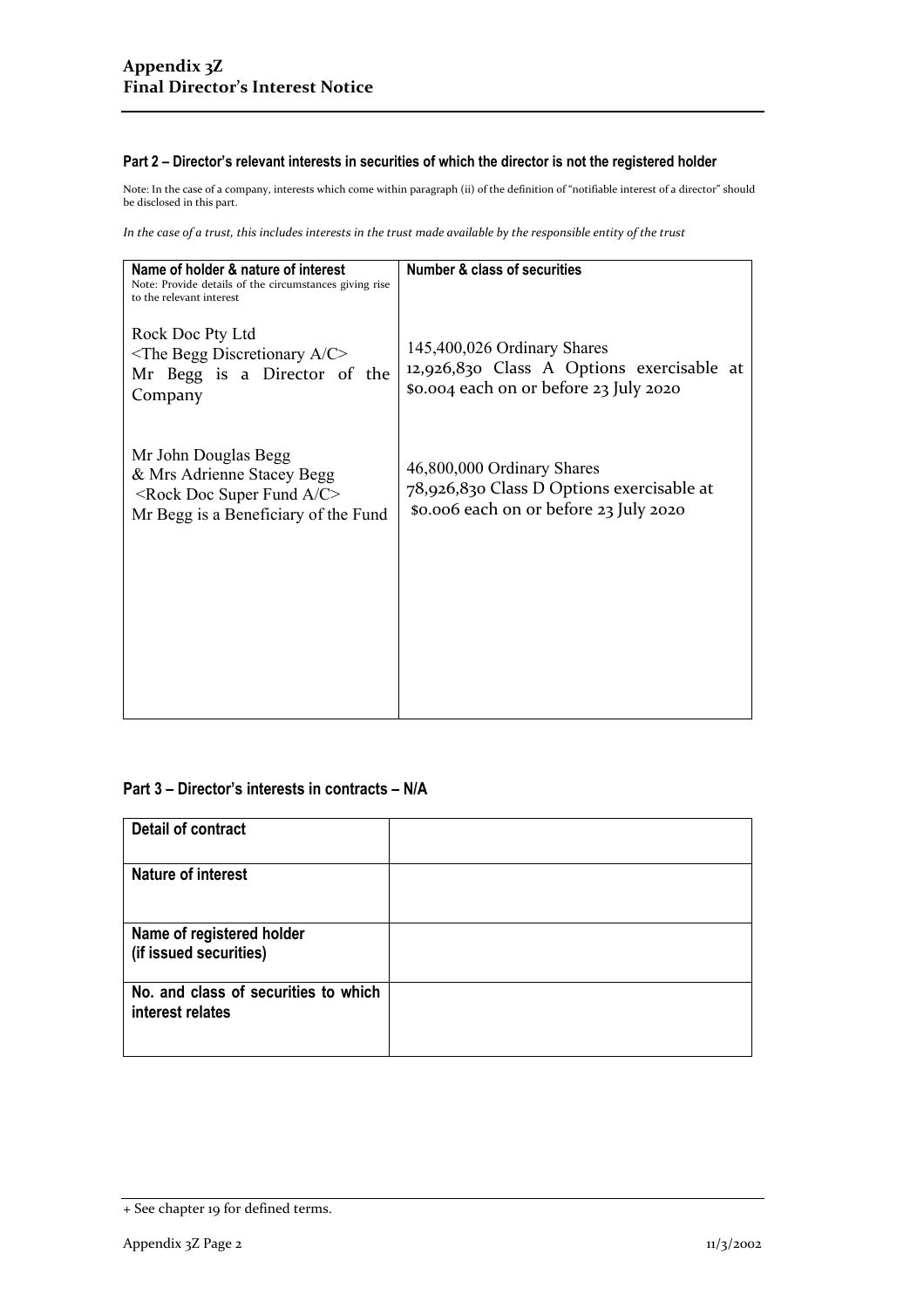### Part 2 – Director's relevant interests in securities of which the director is not the registered holder

Note: In the case of a company, interests which come within paragraph (ii) of the definition of "notifiable interest of a director" should be disclosed in this part.

*In the case of a trust, this includes interests in the trust made available by the responsible entity of the trust*

| **Name of holder & nature of interest**<br>Note: Provide details of the circumstances giving rise to the relevant interest | **Number & class of securities** |
|---|---|
| Rock Doc Pty Ltd<br><The Begg Discretionary A/C><br>Mr Begg is a Director of the Company | 145,400,026 Ordinary Shares<br>12,926,830 Class A Options exercisable at $0.004 each on or before 23 July 2020 |
| Mr John Douglas Begg<br>& Mrs Adrienne Stacey Begg<br><Rock Doc Super Fund A/C><br>Mr Begg is a Beneficiary of the Fund | 46,800,000 Ordinary Shares<br>78,926,830 Class D Options exercisable at $0.006 each on or before 23 July 2020 |

### Part 3 – Director's interests in contracts – N/A

| | |
|---|---|
| **Detail of contract** | |
| **Nature of interest** | |
| **Name of registered holder (if issued securities)** | |
| **No. and class of securities to which interest relates** | |

+ See chapter 19 for defined terms.